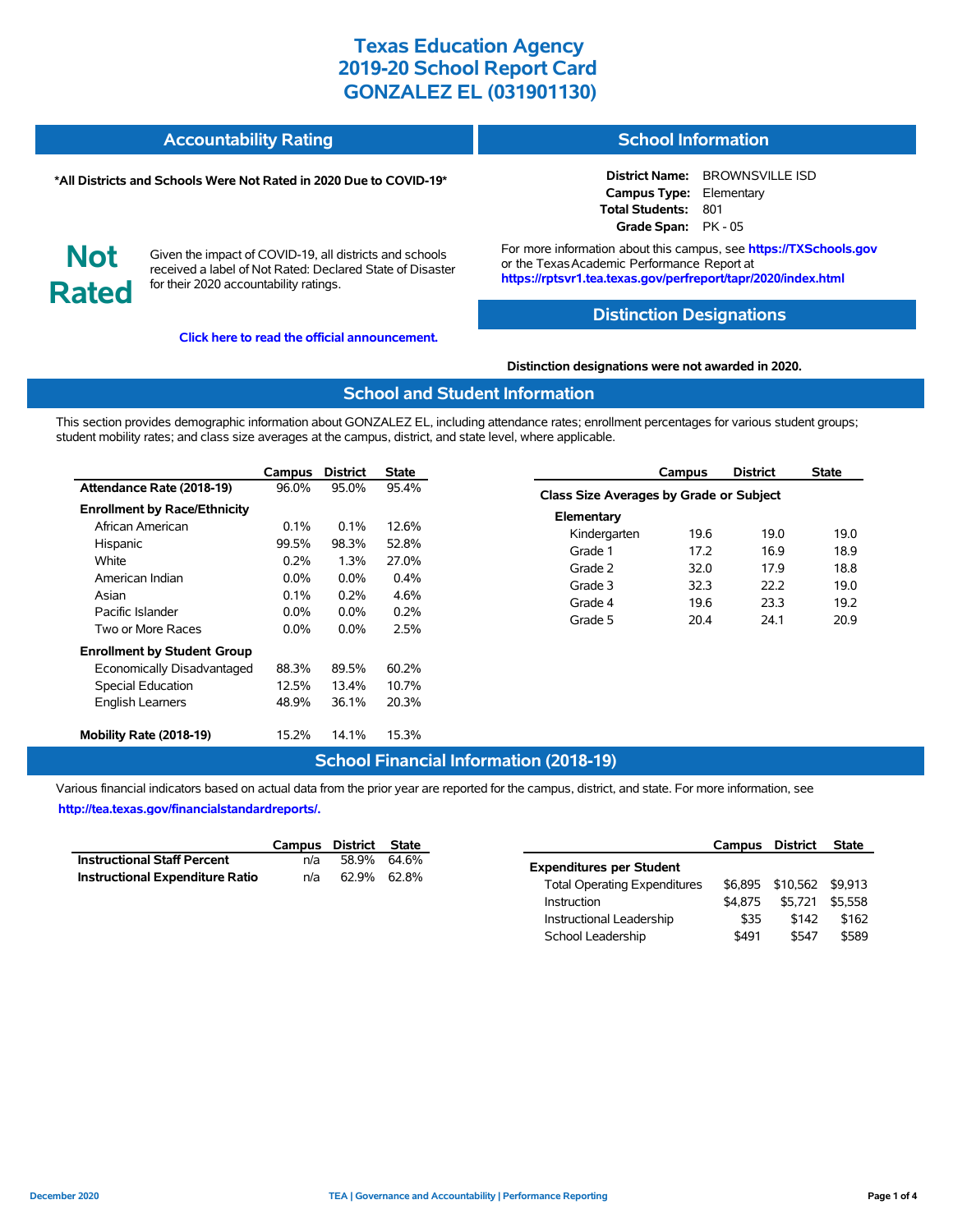# Texas Education Agency
# 2019-20 School Report Card
# GONZALEZ EL (031901130)

## Accountability Rating

**\*All Districts and Schools Were Not Rated in 2020 Due to COVID-19\***

**Not Rated**

Given the impact of COVID-19, all districts and schools received a label of Not Rated: Declared State of Disaster for their 2020 accountability ratings.

**Click here to read the official announcement.**

## School Information

**District Name:** BROWNSVILLE ISD
**Campus Type:** Elementary
**Total Students:** 801
**Grade Span:** PK - 05

For more information about this campus, see **https://TXSchools.gov** or the Texas Academic Performance Report at **https://rptsvr1.tea.texas.gov/perfreport/tapr/2020/index.html**

## Distinction Designations

**Distinction designations were not awarded in 2020.**

## School and Student Information

This section provides demographic information about GONZALEZ EL, including attendance rates; enrollment percentages for various student groups; student mobility rates; and class size averages at the campus, district, and state level, where applicable.

| | Campus | District | State |
|---|---|---|---|
| **Attendance Rate (2018-19)** | 96.0% | 95.0% | 95.4% |
| **Enrollment by Race/Ethnicity** | | | |
| African American | 0.1% | 0.1% | 12.6% |
| Hispanic | 99.5% | 98.3% | 52.8% |
| White | 0.2% | 1.3% | 27.0% |
| American Indian | 0.0% | 0.0% | 0.4% |
| Asian | 0.1% | 0.2% | 4.6% |
| Pacific Islander | 0.0% | 0.0% | 0.2% |
| Two or More Races | 0.0% | 0.0% | 2.5% |
| **Enrollment by Student Group** | | | |
| Economically Disadvantaged | 88.3% | 89.5% | 60.2% |
| Special Education | 12.5% | 13.4% | 10.7% |
| English Learners | 48.9% | 36.1% | 20.3% |
| **Mobility Rate (2018-19)** | 15.2% | 14.1% | 15.3% |

| | Campus | District | State |
|---|---|---|---|
| **Class Size Averages by Grade or Subject** | | | |
| **Elementary** | | | |
| Kindergarten | 19.6 | 19.0 | 19.0 |
| Grade 1 | 17.2 | 16.9 | 18.9 |
| Grade 2 | 32.0 | 17.9 | 18.8 |
| Grade 3 | 32.3 | 22.2 | 19.0 |
| Grade 4 | 19.6 | 23.3 | 19.2 |
| Grade 5 | 20.4 | 24.1 | 20.9 |

## School Financial Information (2018-19)

Various financial indicators based on actual data from the prior year are reported for the campus, district, and state. For more information, see **http://tea.texas.gov/financialstandardreports/.**

| | Campus | District | State |
|---|---|---|---|
| **Instructional Staff Percent** | n/a | 58.9% | 64.6% |
| **Instructional Expenditure Ratio** | n/a | 62.9% | 62.8% |

| | Campus | District | State |
|---|---|---|---|
| **Expenditures per Student** | | | |
| Total Operating Expenditures | $6,895 | $10,562 | $9,913 |
| Instruction | $4,875 | $5,721 | $5,558 |
| Instructional Leadership | $35 | $142 | $162 |
| School Leadership | $491 | $547 | $589 |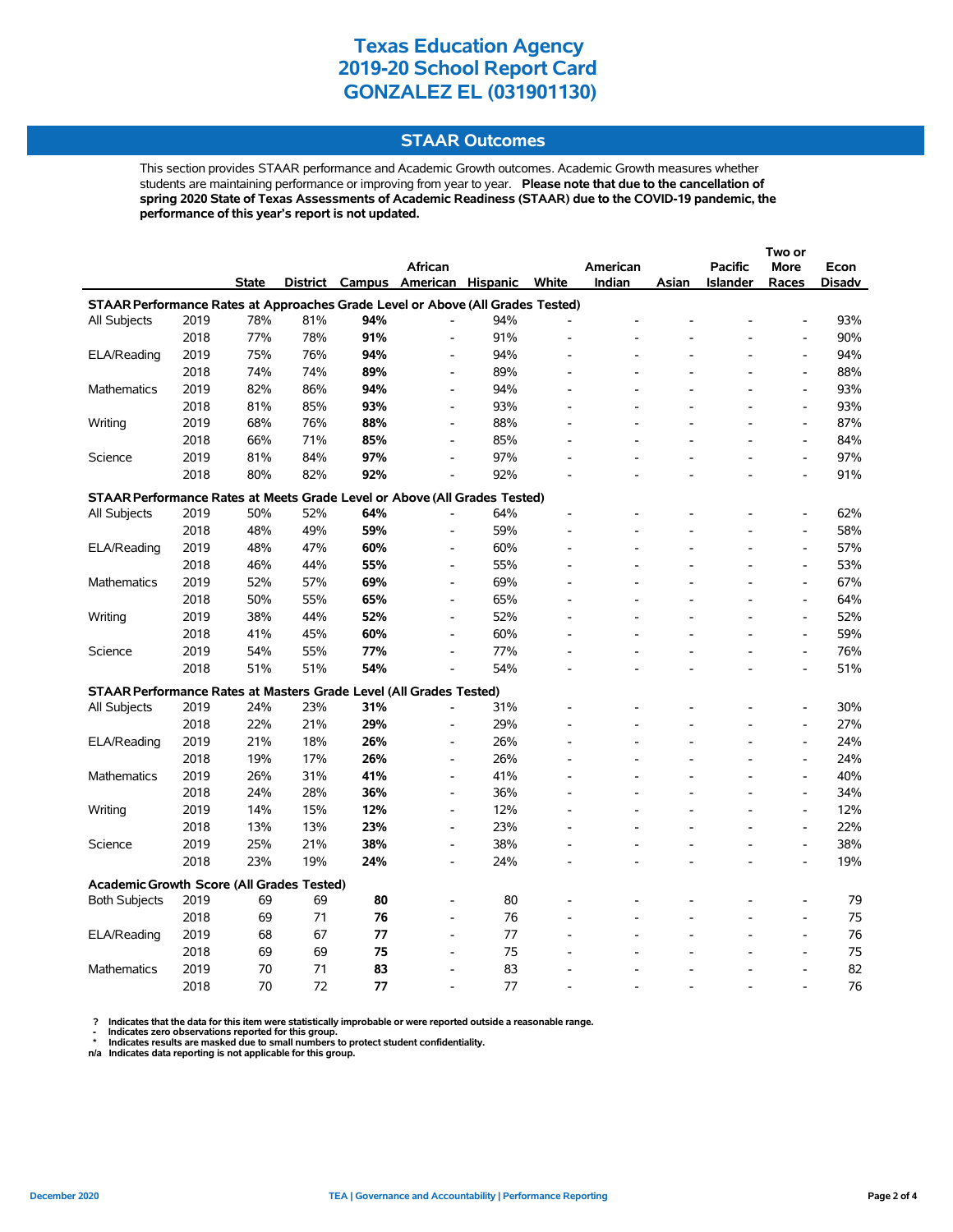# Texas Education Agency
# 2019-20 School Report Card
# GONZALEZ EL (031901130)

## STAAR Outcomes

This section provides STAAR performance and Academic Growth outcomes. Academic Growth measures whether students are maintaining performance or improving from year to year. **Please note that due to the cancellation of spring 2020 State of Texas Assessments of Academic Readiness (STAAR) due to the COVID-19 pandemic, the performance of this year's report is not updated.**

| | | State | District | Campus | African American | Hispanic | White | American Indian | Asian | Pacific Islander | Two or More Races | Econ Disadv |
|---|---|---|---|---|---|---|---|---|---|---|---|---|
| **STAAR Performance Rates at Approaches Grade Level or Above (All Grades Tested)** | | | | | | | | | | | | |
| All Subjects | 2019 | 78% | 81% | **94%** | - | 94% | - | - | - | - | - | 93% |
| | 2018 | 77% | 78% | **91%** | - | 91% | - | - | - | - | - | 90% |
| ELA/Reading | 2019 | 75% | 76% | **94%** | - | 94% | - | - | - | - | - | 94% |
| | 2018 | 74% | 74% | **89%** | - | 89% | - | - | - | - | - | 88% |
| Mathematics | 2019 | 82% | 86% | **94%** | - | 94% | - | - | - | - | - | 93% |
| | 2018 | 81% | 85% | **93%** | - | 93% | - | - | - | - | - | 93% |
| Writing | 2019 | 68% | 76% | **88%** | - | 88% | - | - | - | - | - | 87% |
| | 2018 | 66% | 71% | **85%** | - | 85% | - | - | - | - | - | 84% |
| Science | 2019 | 81% | 84% | **97%** | - | 97% | - | - | - | - | - | 97% |
| | 2018 | 80% | 82% | **92%** | - | 92% | - | - | - | - | - | 91% |
| **STAAR Performance Rates at Meets Grade Level or Above (All Grades Tested)** | | | | | | | | | | | | |
| All Subjects | 2019 | 50% | 52% | **64%** | - | 64% | - | - | - | - | - | 62% |
| | 2018 | 48% | 49% | **59%** | - | 59% | - | - | - | - | - | 58% |
| ELA/Reading | 2019 | 48% | 47% | **60%** | - | 60% | - | - | - | - | - | 57% |
| | 2018 | 46% | 44% | **55%** | - | 55% | - | - | - | - | - | 53% |
| Mathematics | 2019 | 52% | 57% | **69%** | - | 69% | - | - | - | - | - | 67% |
| | 2018 | 50% | 55% | **65%** | - | 65% | - | - | - | - | - | 64% |
| Writing | 2019 | 38% | 44% | **52%** | - | 52% | - | - | - | - | - | 52% |
| | 2018 | 41% | 45% | **60%** | - | 60% | - | - | - | - | - | 59% |
| Science | 2019 | 54% | 55% | **77%** | - | 77% | - | - | - | - | - | 76% |
| | 2018 | 51% | 51% | **54%** | - | 54% | - | - | - | - | - | 51% |
| **STAAR Performance Rates at Masters Grade Level (All Grades Tested)** | | | | | | | | | | | | |
| All Subjects | 2019 | 24% | 23% | **31%** | - | 31% | - | - | - | - | - | 30% |
| | 2018 | 22% | 21% | **29%** | - | 29% | - | - | - | - | - | 27% |
| ELA/Reading | 2019 | 21% | 18% | **26%** | - | 26% | - | - | - | - | - | 24% |
| | 2018 | 19% | 17% | **26%** | - | 26% | - | - | - | - | - | 24% |
| Mathematics | 2019 | 26% | 31% | **41%** | - | 41% | - | - | - | - | - | 40% |
| | 2018 | 24% | 28% | **36%** | - | 36% | - | - | - | - | - | 34% |
| Writing | 2019 | 14% | 15% | **12%** | - | 12% | - | - | - | - | - | 12% |
| | 2018 | 13% | 13% | **23%** | - | 23% | - | - | - | - | - | 22% |
| Science | 2019 | 25% | 21% | **38%** | - | 38% | - | - | - | - | - | 38% |
| | 2018 | 23% | 19% | **24%** | - | 24% | - | - | - | - | - | 19% |
| **Academic Growth Score (All Grades Tested)** | | | | | | | | | | | | |
| Both Subjects | 2019 | 69 | 69 | **80** | - | 80 | - | - | - | - | - | 79 |
| | 2018 | 69 | 71 | **76** | - | 76 | - | - | - | - | - | 75 |
| ELA/Reading | 2019 | 68 | 67 | **77** | - | 77 | - | - | - | - | - | 76 |
| | 2018 | 69 | 69 | **75** | - | 75 | - | - | - | - | - | 75 |
| Mathematics | 2019 | 70 | 71 | **83** | - | 83 | - | - | - | - | - | 82 |
| | 2018 | 70 | 72 | **77** | - | 77 | - | - | - | - | - | 76 |

? Indicates that the data for this item were statistically improbable or were reported outside a reasonable range.
- Indicates zero observations reported for this group.
* Indicates results are masked due to small numbers to protect student confidentiality.
n/a Indicates data reporting is not applicable for this group.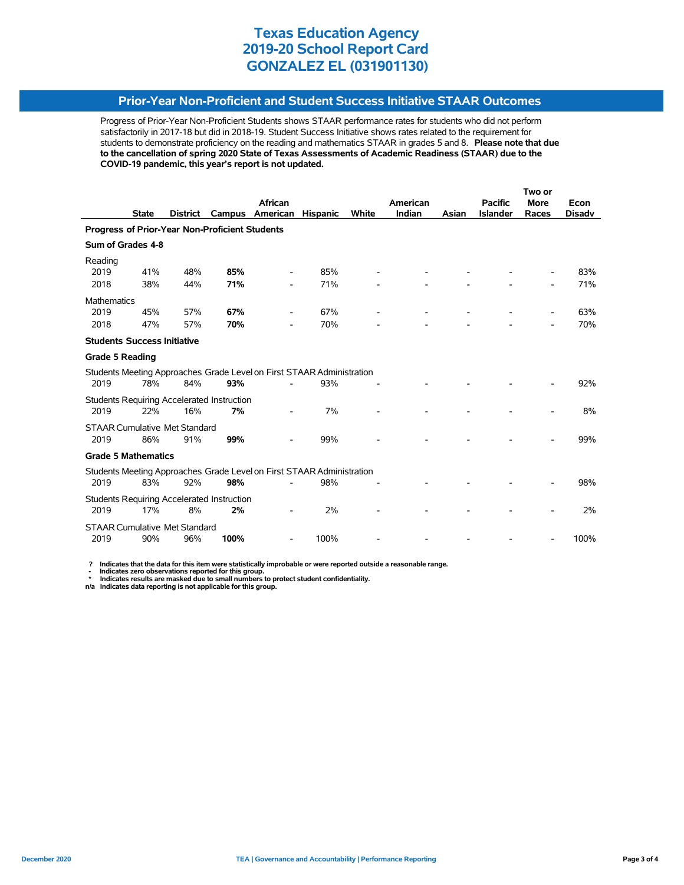# Texas Education Agency
# 2019-20 School Report Card
# GONZALEZ EL (031901130)

## Prior-Year Non-Proficient and Student Success Initiative STAAR Outcomes

Progress of Prior-Year Non-Proficient Students shows STAAR performance rates for students who did not perform satisfactorily in 2017-18 but did in 2018-19. Student Success Initiative shows rates related to the requirement for students to demonstrate proficiency on the reading and mathematics STAAR in grades 5 and 8. **Please note that due to the cancellation of spring 2020 State of Texas Assessments of Academic Readiness (STAAR) due to the COVID-19 pandemic, this year's report is not updated.**

| | State | District | Campus | African American | Hispanic | White | American Indian | Asian | Pacific Islander | Two or More Races | Econ Disadv |
|---|---|---|---|---|---|---|---|---|---|---|---|
| **Progress of Prior-Year Non-Proficient Students** | | | | | | | | | | | |
| **Sum of Grades 4-8** | | | | | | | | | | | |
| Reading | | | | | | | | | | | |
| 2019 | 41% | 48% | **85%** | - | 85% | - | - | - | - | - | 83% |
| 2018 | 38% | 44% | **71%** | - | 71% | - | - | - | - | - | 71% |
| Mathematics | | | | | | | | | | | |
| 2019 | 45% | 57% | **67%** | - | 67% | - | - | - | - | - | 63% |
| 2018 | 47% | 57% | **70%** | - | 70% | - | - | - | - | - | 70% |
| **Students Success Initiative** | | | | | | | | | | | |
| **Grade 5 Reading** | | | | | | | | | | | |
| Students Meeting Approaches Grade Level on First STAAR Administration | | | | | | | | | | | |
| 2019 | 78% | 84% | **93%** | - | 93% | - | - | - | - | - | 92% |
| Students Requiring Accelerated Instruction | | | | | | | | | | | |
| 2019 | 22% | 16% | **7%** | - | 7% | - | - | - | - | - | 8% |
| STAAR Cumulative Met Standard | | | | | | | | | | | |
| 2019 | 86% | 91% | **99%** | - | 99% | - | - | - | - | - | 99% |
| **Grade 5 Mathematics** | | | | | | | | | | | |
| Students Meeting Approaches Grade Level on First STAAR Administration | | | | | | | | | | | |
| 2019 | 83% | 92% | **98%** | - | 98% | - | - | - | - | - | 98% |
| Students Requiring Accelerated Instruction | | | | | | | | | | | |
| 2019 | 17% | 8% | **2%** | - | 2% | - | - | - | - | - | 2% |
| STAAR Cumulative Met Standard | | | | | | | | | | | |
| 2019 | 90% | 96% | **100%** | - | 100% | - | - | - | - | - | 100% |

**?** Indicates that the data for this item were statistically improbable or were reported outside a reasonable range.
**-** Indicates zero observations reported for this group.
**\*** Indicates results are masked due to small numbers to protect student confidentiality.
**n/a** Indicates data reporting is not applicable for this group.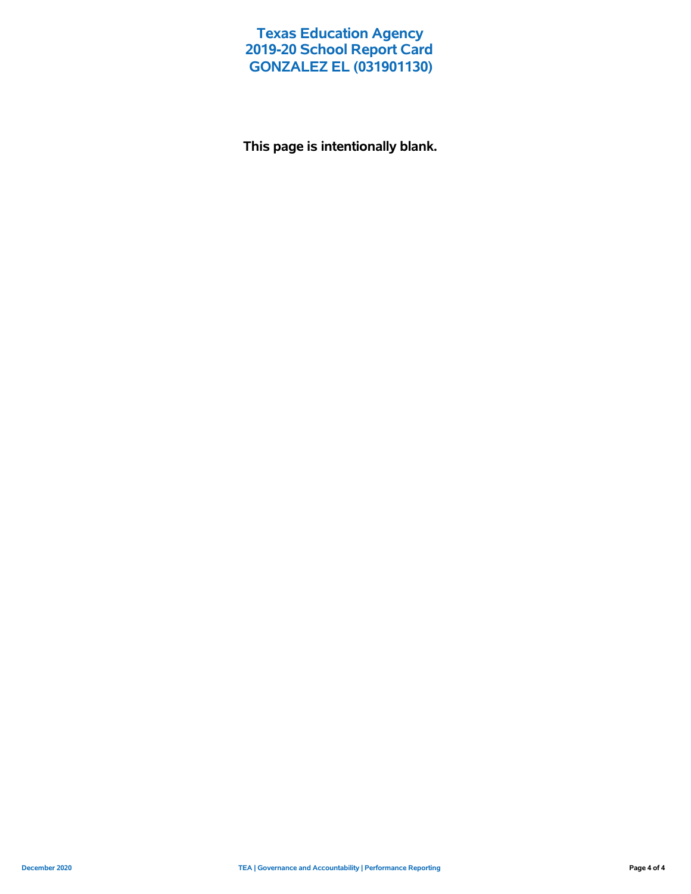# Texas Education Agency
# 2019-20 School Report Card
# GONZALEZ EL (031901130)

**This page is intentionally blank.**